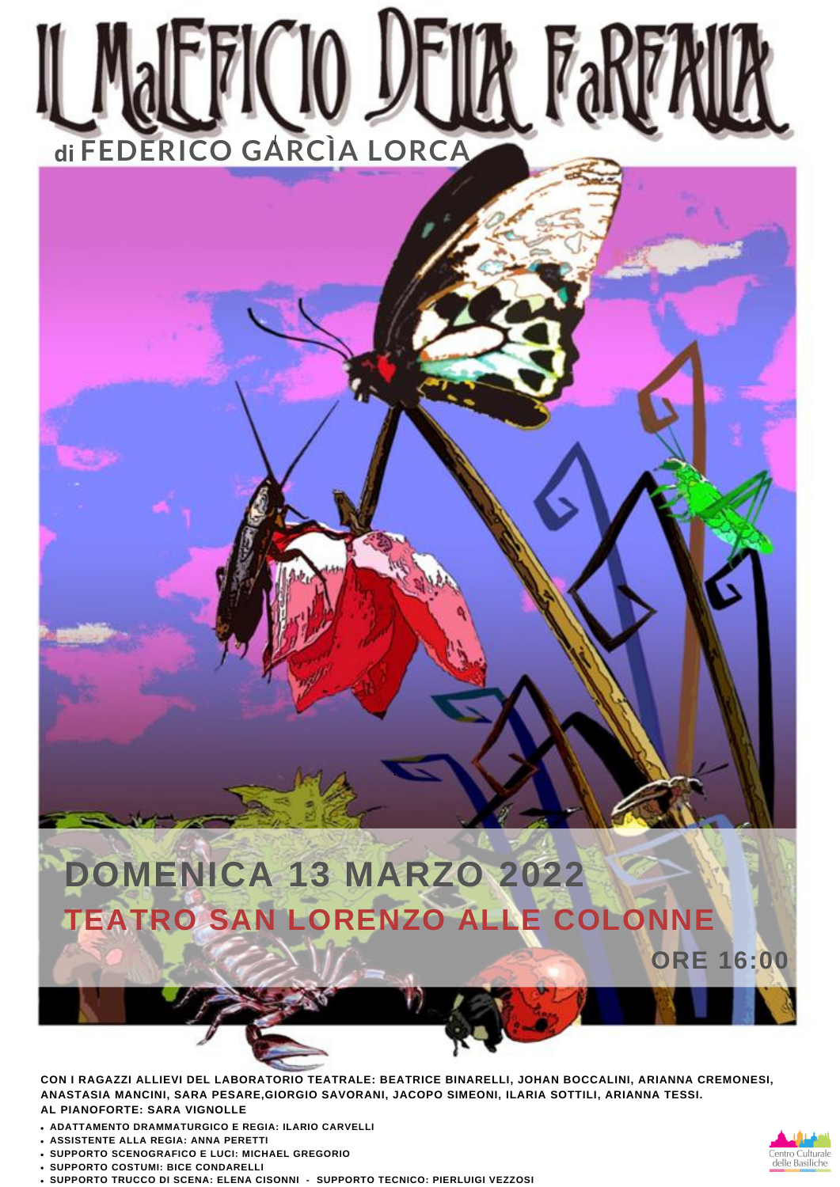# IL MALEFICIO DELLA FARFALLA

**di FEDERICO GÁRCÌA LORCA**

## DOMENICA 13 MARZO 2022

## TEATRO SAN LORENZO ALLE COLONNE

**ORE 16:00**

**CON I RAGAZZI ALLIEVI DEL LABORATORIO TEATRALE: BEATRICE BINARELLI, JOHAN BOCCALINI, ARIANNA CREMONESI, ANASTASIA MANCINI, SARA PESARE,GIORGIO SAVORANI, JACOPO SIMEONI, ILARIA SOTTILI, ARIANNA TESSI.**
**AL PIANOFORTE: SARA VIGNOLLE**

- ADATTAMENTO DRAMMATURGICO E REGIA: ILARIO CARVELLI
- ASSISTENTE ALLA REGIA: ANNA PERETTI
- SUPPORTO SCENOGRAFICO E LUCI: MICHAEL GREGORIO
- SUPPORTO COSTUMI: BICE CONDARELLI
- SUPPORTO TRUCCO DI SCENA: ELENA CISONNI - SUPPORTO TECNICO: PIERLUIGI VEZZOSI

Centro Culturale delle Basiliche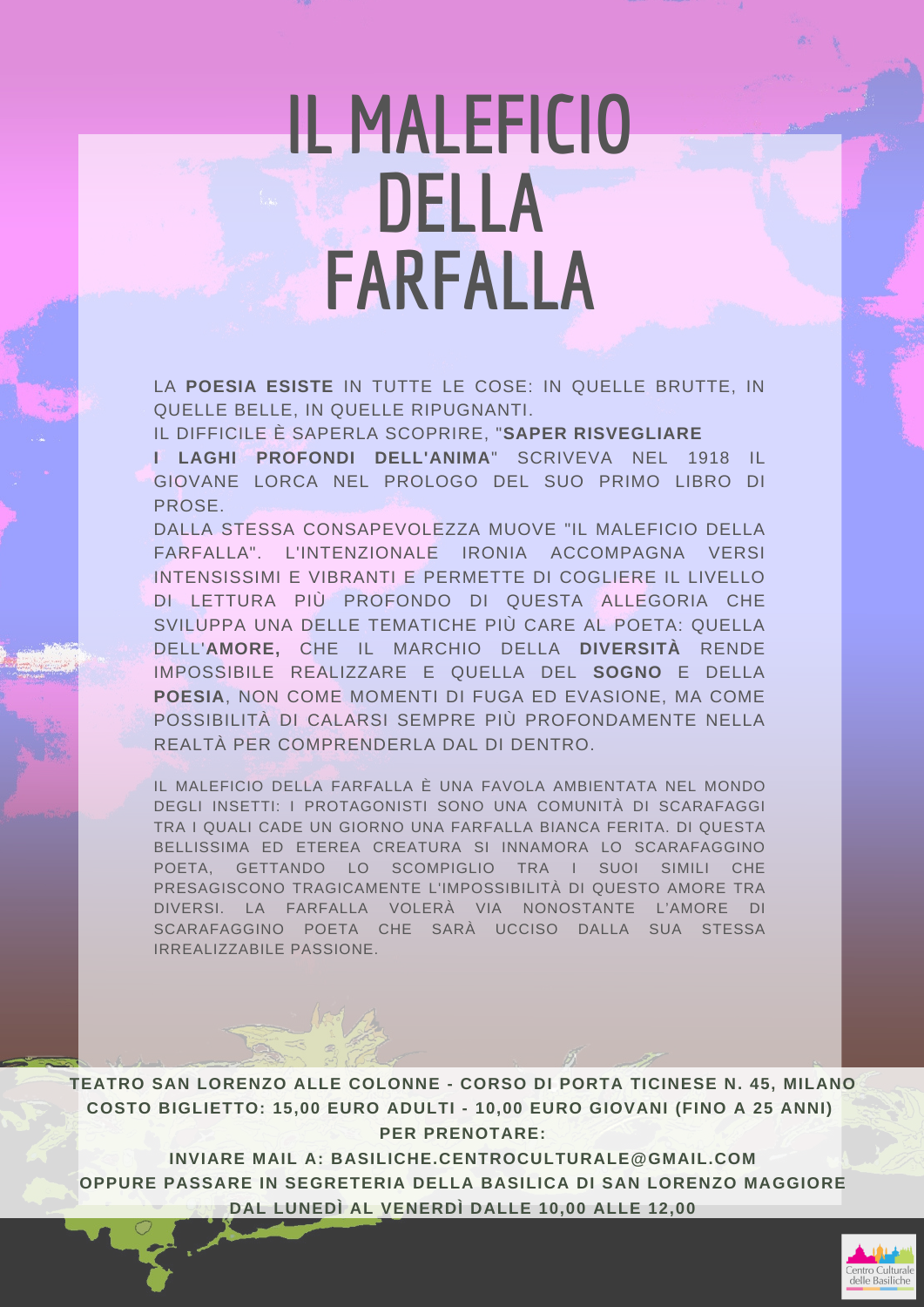# IL MALEFICIO DELLA FARFALLA

LA **POESIA ESISTE** IN TUTTE LE COSE: IN QUELLE BRUTTE, IN QUELLE BELLE, IN QUELLE RIPUGNANTI.
IL DIFFICILE È SAPERLA SCOPRIRE, "**SAPER RISVEGLIARE I LAGHI PROFONDI DELL'ANIMA**" SCRIVEVA NEL 1918 IL GIOVANE LORCA NEL PROLOGO DEL SUO PRIMO LIBRO DI PROSE.
DALLA STESSA CONSAPEVOLEZZA MUOVE "IL MALEFICIO DELLA FARFALLA". L'INTENZIONALE IRONIA ACCOMPAGNA VERSI INTENSISSIMI E VIBRANTI E PERMETTE DI COGLIERE IL LIVELLO DI LETTURA PIÙ PROFONDO DI QUESTA ALLEGORIA CHE SVILUPPA UNA DELLE TEMATICHE PIÙ CARE AL POETA: QUELLA DELL'**AMORE,** CHE IL MARCHIO DELLA **DIVERSITÀ** RENDE IMPOSSIBILE REALIZZARE E QUELLA DEL **SOGNO** E DELLA **POESIA**, NON COME MOMENTI DI FUGA ED EVASIONE, MA COME POSSIBILITÀ DI CALARSI SEMPRE PIÙ PROFONDAMENTE NELLA REALTÀ PER COMPRENDERLA DAL DI DENTRO.

IL MALEFICIO DELLA FARFALLA È UNA FAVOLA AMBIENTATA NEL MONDO DEGLI INSETTI: I PROTAGONISTI SONO UNA COMUNITÀ DI SCARAFAGGI TRA I QUALI CADE UN GIORNO UNA FARFALLA BIANCA FERITA. DI QUESTA BELLISSIMA ED ETEREA CREATURA SI INNAMORA LO SCARAFAGGINO POETA, GETTANDO LO SCOMPIGLIO TRA I SUOI SIMILI CHE PRESAGISCONO TRAGICAMENTE L'IMPOSSIBILITÀ DI QUESTO AMORE TRA DIVERSI. LA FARFALLA VOLERÀ VIA NONOSTANTE L'AMORE DI SCARAFAGGINO POETA CHE SARÀ UCCISO DALLA SUA STESSA IRREALIZZABILE PASSIONE.

**TEATRO SAN LORENZO ALLE COLONNE - CORSO DI PORTA TICINESE N. 45, MILANO**
**COSTO BIGLIETTO: 15,00 EURO ADULTI - 10,00 EURO GIOVANI (FINO A 25 ANNI)**
**PER PRENOTARE:**
**INVIARE MAIL A: BASILICHE.CENTROCULTURALE@GMAIL.COM**
**OPPURE PASSARE IN SEGRETERIA DELLA BASILICA DI SAN LORENZO MAGGIORE DAL LUNEDÌ AL VENERDÌ DALLE 10,00 ALLE 12,00**

Centro Culturale delle Basiliche